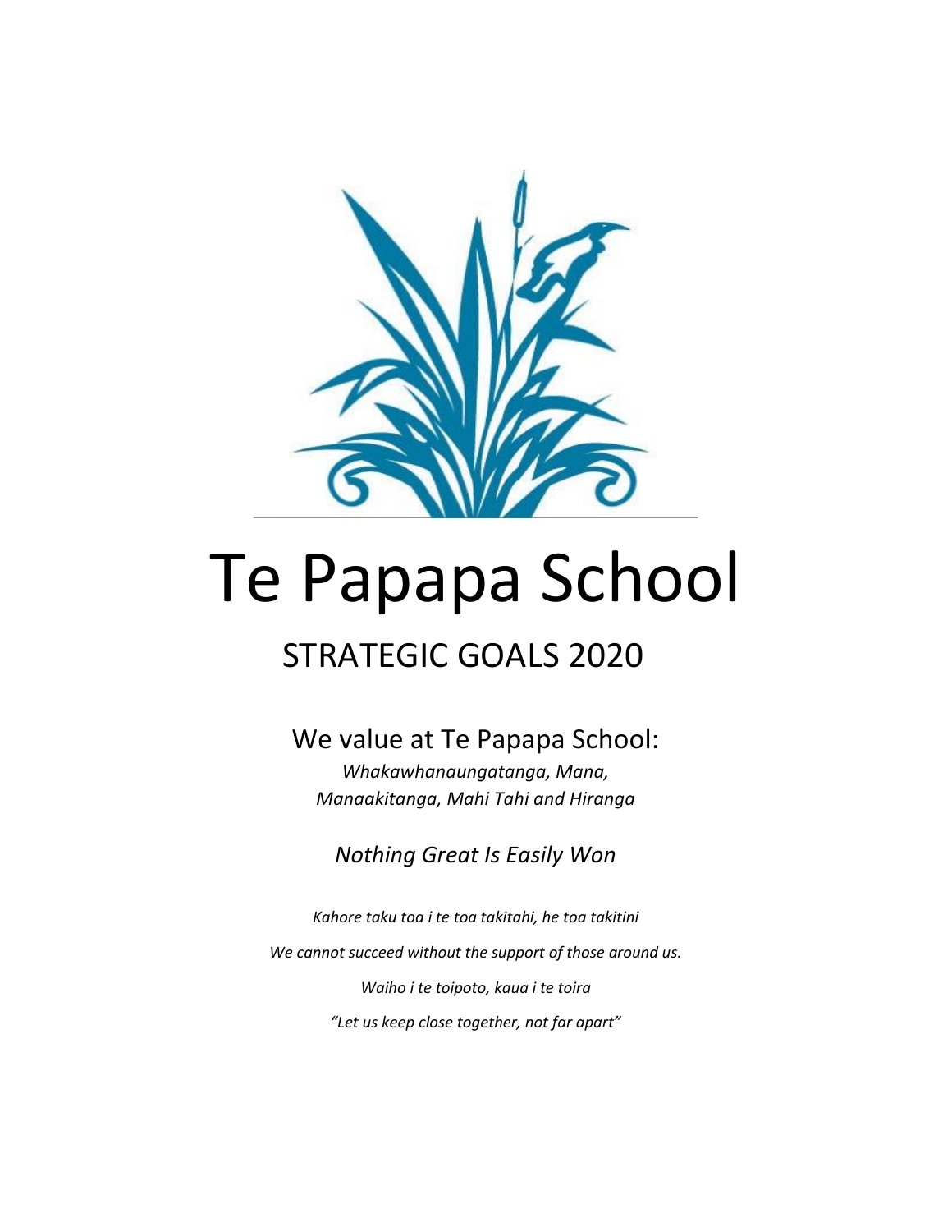# Te Papapa School

## STRATEGIC GOALS 2020

We value at Te Papapa School:

*Whakawhanaungatanga, Mana, Manaakitanga, Mahi Tahi and Hiranga*

*Nothing Great Is Easily Won*

*Kahore taku toa i te toa takitahi, he toa takitini*

*We cannot succeed without the support of those around us.*

*Waiho i te toipoto, kaua i te toira*

*"Let us keep close together, not far apart"*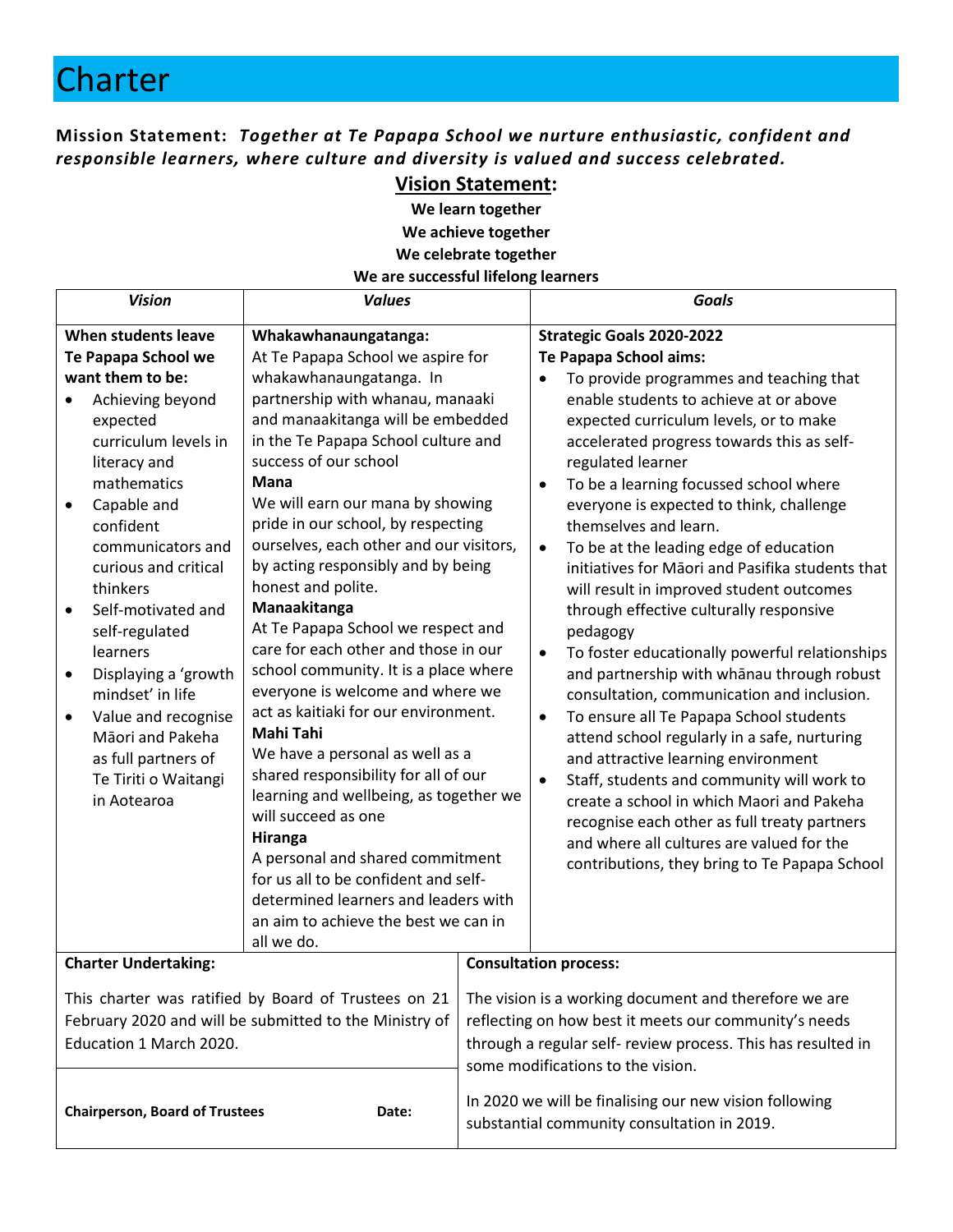# Charter

**Mission Statement:** ***Together at Te Papapa School we nurture enthusiastic, confident and responsible learners, where culture and diversity is valued and success celebrated.***

## Vision Statement:

**We learn together**
**We achieve together**
**We celebrate together**
**We are successful lifelong learners**

| *Vision* | *Values* | *Goals* |
|---|---|---|
| **When students leave Te Papapa School we want them to be:**<br>• Achieving beyond expected curriculum levels in literacy and mathematics<br>• Capable and confident communicators and curious and critical thinkers<br>• Self-motivated and self-regulated learners<br>• Displaying a 'growth mindset' in life<br>• Value and recognise Māori and Pakeha as full partners of Te Tiriti o Waitangi in Aotearoa | **Whakawhanaungatanga:**<br>At Te Papapa School we aspire for whakawhanaungatanga. In partnership with whanau, manaaki and manaakitanga will be embedded in the Te Papapa School culture and success of our school<br>**Mana**<br>We will earn our mana by showing pride in our school, by respecting ourselves, each other and our visitors, by acting responsibly and by being honest and polite.<br>**Manaakitanga**<br>At Te Papapa School we respect and care for each other and those in our school community. It is a place where everyone is welcome and where we act as kaitiaki for our environment.<br>**Mahi Tahi**<br>We have a personal as well as a shared responsibility for all of our learning and wellbeing, as together we will succeed as one<br>**Hiranga**<br>A personal and shared commitment for us all to be confident and self-determined learners and leaders with an aim to achieve the best we can in all we do. | **Strategic Goals 2020-2022**<br>**Te Papapa School aims:**<br>• To provide programmes and teaching that enable students to achieve at or above expected curriculum levels, or to make accelerated progress towards this as self-regulated learner<br>• To be a learning focussed school where everyone is expected to think, challenge themselves and learn.<br>• To be at the leading edge of education initiatives for Māori and Pasifika students that will result in improved student outcomes through effective culturally responsive pedagogy<br>• To foster educationally powerful relationships and partnership with whānau through robust consultation, communication and inclusion.<br>• To ensure all Te Papapa School students attend school regularly in a safe, nurturing and attractive learning environment<br>• Staff, students and community will work to create a school in which Maori and Pakeha recognise each other as full treaty partners and where all cultures are valued for the contributions, they bring to Te Papapa School |

| **Charter Undertaking:** | **Consultation process:** |
|---|---|
| This charter was ratified by Board of Trustees on 21 February 2020 and will be submitted to the Ministry of Education 1 March 2020. | The vision is a working document and therefore we are reflecting on how best it meets our community's needs through a regular self- review process. This has resulted in some modifications to the vision. |
| **Chairperson, Board of Trustees** &nbsp;&nbsp;&nbsp;&nbsp; **Date:** | In 2020 we will be finalising our new vision following substantial community consultation in 2019. |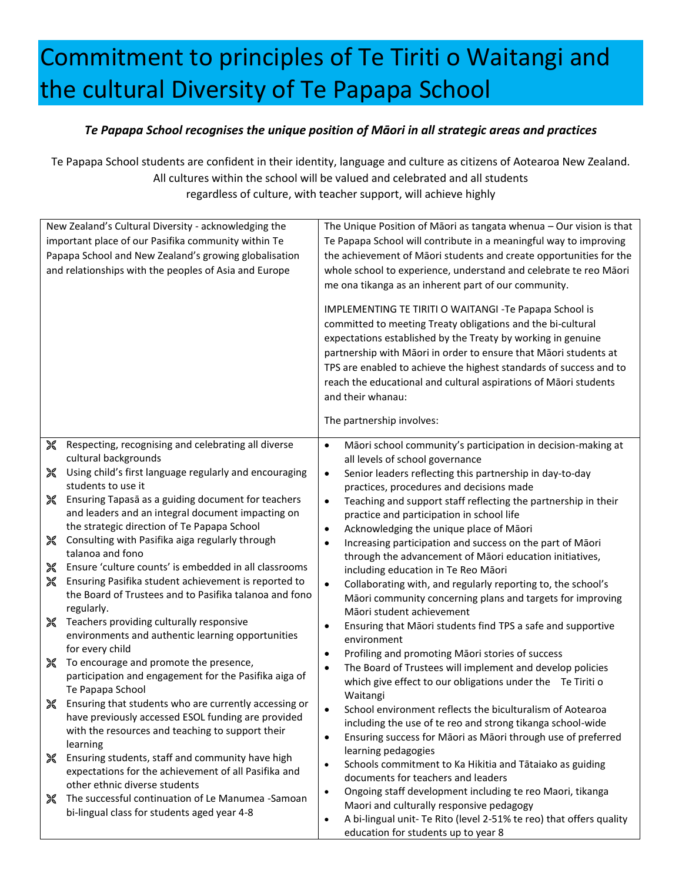# Commitment to principles of Te Tiriti o Waitangi and the cultural Diversity of Te Papapa School

***Te Papapa School recognises the unique position of Māori in all strategic areas and practices***

Te Papapa School students are confident in their identity, language and culture as citizens of Aotearoa New Zealand. All cultures within the school will be valued and celebrated and all students regardless of culture, with teacher support, will achieve highly

| New Zealand's Cultural Diversity - acknowledging the important place of our Pasifika community within Te Papapa School and New Zealand's growing globalisation and relationships with the peoples of Asia and Europe | The Unique Position of Māori as tangata whenua – Our vision is that Te Papapa School will contribute in a meaningful way to improving the achievement of Māori students and create opportunities for the whole school to experience, understand and celebrate te reo Māori me ona tikanga as an inherent part of our community.<br><br>IMPLEMENTING TE TIRITI O WAITANGI -Te Papapa School is committed to meeting Treaty obligations and the bi-cultural expectations established by the Treaty by working in genuine partnership with Māori in order to ensure that Māori students at TPS are enabled to achieve the highest standards of success and to reach the educational and cultural aspirations of Māori students and their whanau:<br><br>The partnership involves: |
|---|---|
| • Respecting, recognising and celebrating all diverse cultural backgrounds<br>• Using child's first language regularly and encouraging students to use it<br>• Ensuring Tapasā as a guiding document for teachers and leaders and an integral document impacting on the strategic direction of Te Papapa School<br>• Consulting with Pasifika aiga regularly through talanoa and fono<br>• Ensure 'culture counts' is embedded in all classrooms<br>• Ensuring Pasifika student achievement is reported to the Board of Trustees and to Pasifika talanoa and fono regularly.<br>• Teachers providing culturally responsive environments and authentic learning opportunities for every child<br>• To encourage and promote the presence, participation and engagement for the Pasifika aiga of Te Papapa School<br>• Ensuring that students who are currently accessing or have previously accessed ESOL funding are provided with the resources and teaching to support their learning<br>• Ensuring students, staff and community have high expectations for the achievement of all Pasifika and other ethnic diverse students<br>• The successful continuation of Le Manumea -Samoan bi-lingual class for students aged year 4-8 | • Māori school community's participation in decision-making at all levels of school governance<br>• Senior leaders reflecting this partnership in day-to-day practices, procedures and decisions made<br>• Teaching and support staff reflecting the partnership in their practice and participation in school life<br>• Acknowledging the unique place of Māori<br>• Increasing participation and success on the part of Māori through the advancement of Māori education initiatives, including education in Te Reo Māori<br>• Collaborating with, and regularly reporting to, the school's Māori community concerning plans and targets for improving Māori student achievement<br>• Ensuring that Māori students find TPS a safe and supportive environment<br>• Profiling and promoting Māori stories of success<br>• The Board of Trustees will implement and develop policies which give effect to our obligations under the Te Tiriti o Waitangi<br>• School environment reflects the biculturalism of Aotearoa including the use of te reo and strong tikanga school-wide<br>• Ensuring success for Māori as Māori through use of preferred learning pedagogies<br>• Schools commitment to Ka Hikitia and Tātaiako as guiding documents for teachers and leaders<br>• Ongoing staff development including te reo Maori, tikanga Maori and culturally responsive pedagogy<br>• A bi-lingual unit- Te Rito (level 2-51% te reo) that offers quality education for students up to year 8 |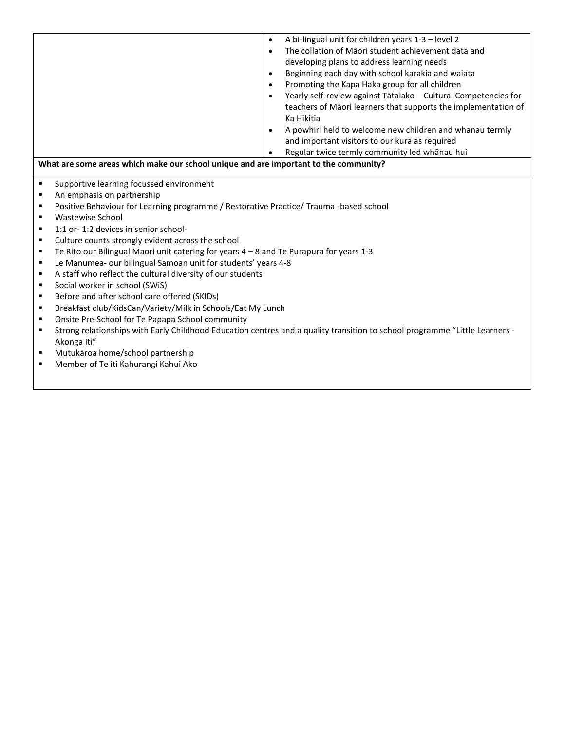| | |
|---|---|
| | • A bi-lingual unit for children years 1-3 – level 2<br>• The collation of Māori student achievement data and developing plans to address learning needs<br>• Beginning each day with school karakia and waiata<br>• Promoting the Kapa Haka group for all children<br>• Yearly self-review against Tātaiako – Cultural Competencies for teachers of Māori learners that supports the implementation of Ka Hikitia<br>• A powhiri held to welcome new children and whanau termly and important visitors to our kura as required<br>• Regular twice termly community led whānau hui |

| **What are some areas which make our school unique and are important to the community?** |
|---|
| ▪ Supportive learning focussed environment<br>▪ An emphasis on partnership<br>▪ Positive Behaviour for Learning programme / Restorative Practice/ Trauma -based school<br>▪ Wastewise School<br>▪ 1:1 or- 1:2 devices in senior school-<br>▪ Culture counts strongly evident across the school<br>▪ Te Rito our Bilingual Maori unit catering for years 4 – 8 and Te Purapura for years 1-3<br>▪ Le Manumea- our bilingual Samoan unit for students' years 4-8<br>▪ A staff who reflect the cultural diversity of our students<br>▪ Social worker in school (SWiS)<br>▪ Before and after school care offered (SKIDs)<br>▪ Breakfast club/KidsCan/Variety/Milk in Schools/Eat My Lunch<br>▪ Onsite Pre-School for Te Papapa School community<br>▪ Strong relationships with Early Childhood Education centres and a quality transition to school programme "Little Learners - Akonga Iti"<br>▪ Mutukāroa home/school partnership<br>▪ Member of Te iti Kahurangi Kahui Ako |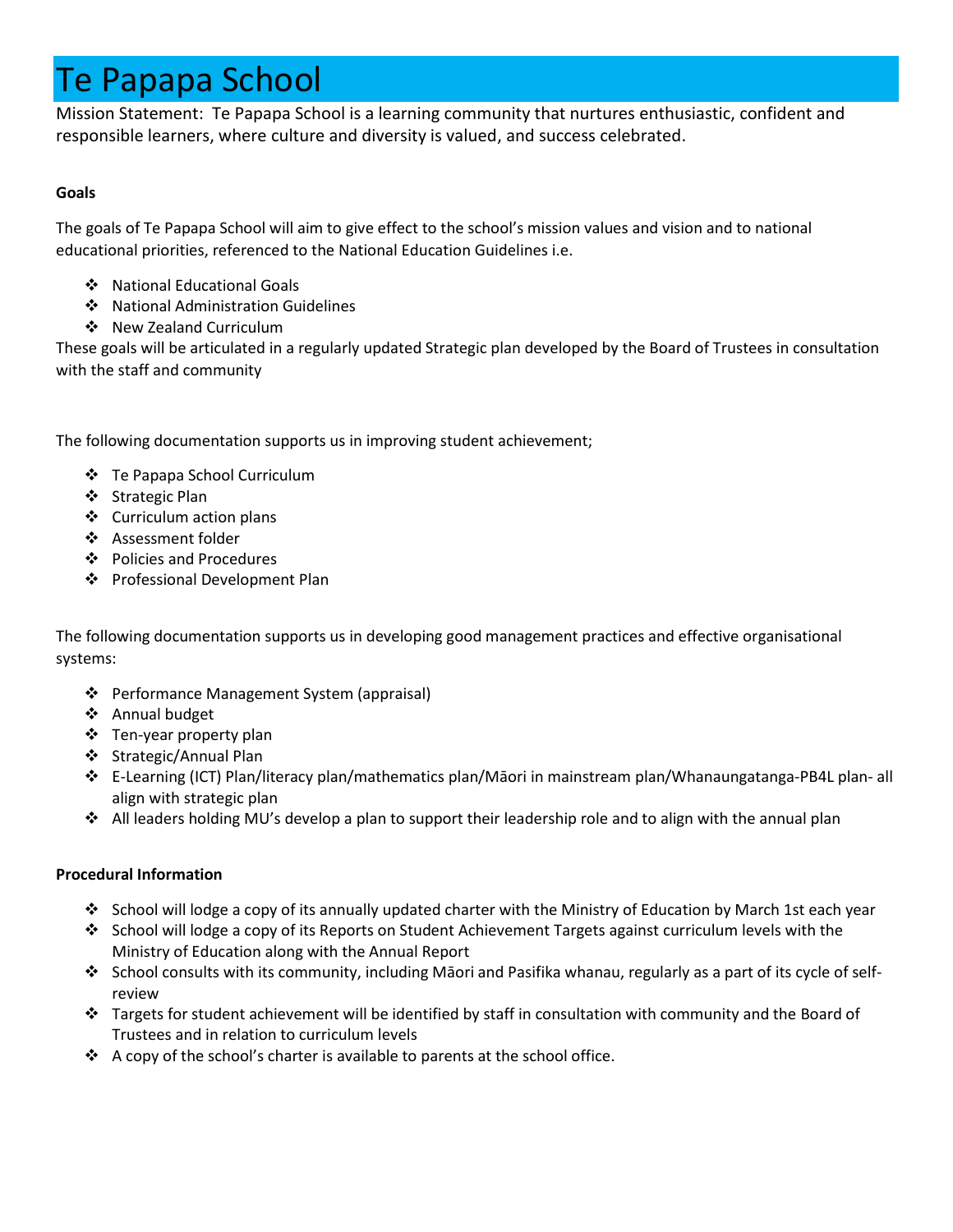# Te Papapa School

Mission Statement: Te Papapa School is a learning community that nurtures enthusiastic, confident and responsible learners, where culture and diversity is valued, and success celebrated.

**Goals**

The goals of Te Papapa School will aim to give effect to the school's mission values and vision and to national educational priorities, referenced to the National Education Guidelines i.e.

- National Educational Goals
- National Administration Guidelines
- New Zealand Curriculum

These goals will be articulated in a regularly updated Strategic plan developed by the Board of Trustees in consultation with the staff and community

The following documentation supports us in improving student achievement;

- Te Papapa School Curriculum
- Strategic Plan
- Curriculum action plans
- Assessment folder
- Policies and Procedures
- Professional Development Plan

The following documentation supports us in developing good management practices and effective organisational systems:

- Performance Management System (appraisal)
- Annual budget
- Ten-year property plan
- Strategic/Annual Plan
- E-Learning (ICT) Plan/literacy plan/mathematics plan/Māori in mainstream plan/Whanaungatanga-PB4L plan- all align with strategic plan
- All leaders holding MU's develop a plan to support their leadership role and to align with the annual plan

**Procedural Information**

- School will lodge a copy of its annually updated charter with the Ministry of Education by March 1st each year
- School will lodge a copy of its Reports on Student Achievement Targets against curriculum levels with the Ministry of Education along with the Annual Report
- School consults with its community, including Māori and Pasifika whanau, regularly as a part of its cycle of self-review
- Targets for student achievement will be identified by staff in consultation with community and the Board of Trustees and in relation to curriculum levels
- A copy of the school's charter is available to parents at the school office.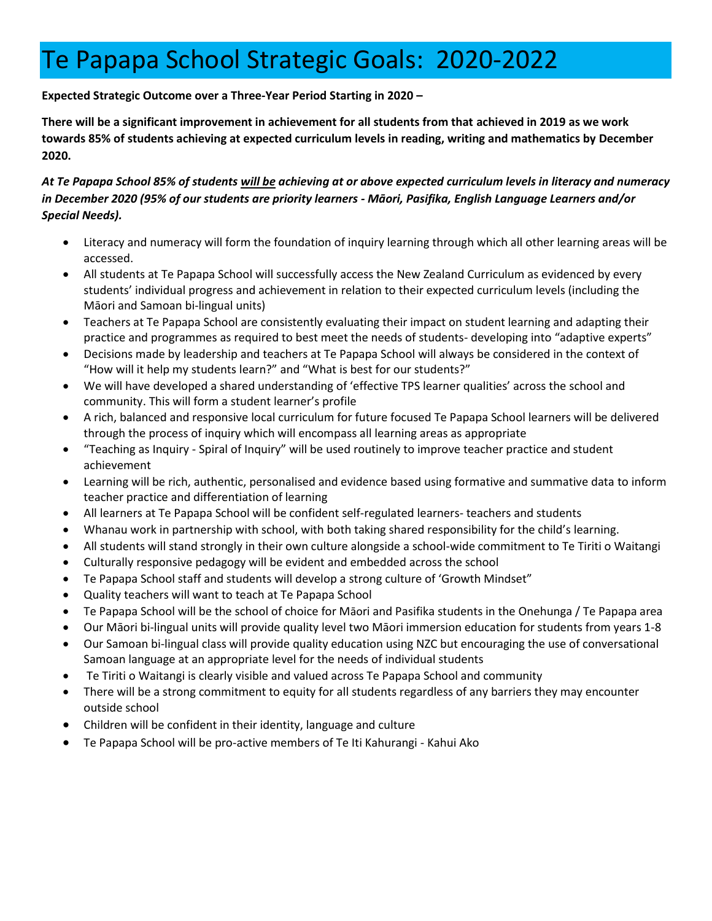# Te Papapa School Strategic Goals: 2020-2022

**Expected Strategic Outcome over a Three-Year Period Starting in 2020 –**

**There will be a significant improvement in achievement for all students from that achieved in 2019 as we work towards 85% of students achieving at expected curriculum levels in reading, writing and mathematics by December 2020.**

***At Te Papapa School 85% of students <u>will be</u> achieving at or above expected curriculum levels in literacy and numeracy in December 2020 (95% of our students are priority learners - Māori, Pasifika, English Language Learners and/or Special Needs).***

- Literacy and numeracy will form the foundation of inquiry learning through which all other learning areas will be accessed.
- All students at Te Papapa School will successfully access the New Zealand Curriculum as evidenced by every students' individual progress and achievement in relation to their expected curriculum levels (including the Māori and Samoan bi-lingual units)
- Teachers at Te Papapa School are consistently evaluating their impact on student learning and adapting their practice and programmes as required to best meet the needs of students- developing into "adaptive experts"
- Decisions made by leadership and teachers at Te Papapa School will always be considered in the context of "How will it help my students learn?" and "What is best for our students?"
- We will have developed a shared understanding of 'effective TPS learner qualities' across the school and community. This will form a student learner's profile
- A rich, balanced and responsive local curriculum for future focused Te Papapa School learners will be delivered through the process of inquiry which will encompass all learning areas as appropriate
- "Teaching as Inquiry - Spiral of Inquiry" will be used routinely to improve teacher practice and student achievement
- Learning will be rich, authentic, personalised and evidence based using formative and summative data to inform teacher practice and differentiation of learning
- All learners at Te Papapa School will be confident self-regulated learners- teachers and students
- Whanau work in partnership with school, with both taking shared responsibility for the child's learning.
- All students will stand strongly in their own culture alongside a school-wide commitment to Te Tiriti o Waitangi
- Culturally responsive pedagogy will be evident and embedded across the school
- Te Papapa School staff and students will develop a strong culture of 'Growth Mindset"
- Quality teachers will want to teach at Te Papapa School
- Te Papapa School will be the school of choice for Māori and Pasifika students in the Onehunga / Te Papapa area
- Our Māori bi-lingual units will provide quality level two Māori immersion education for students from years 1-8
- Our Samoan bi-lingual class will provide quality education using NZC but encouraging the use of conversational Samoan language at an appropriate level for the needs of individual students
- Te Tiriti o Waitangi is clearly visible and valued across Te Papapa School and community
- There will be a strong commitment to equity for all students regardless of any barriers they may encounter outside school
- Children will be confident in their identity, language and culture
- Te Papapa School will be pro-active members of Te Iti Kahurangi - Kahui Ako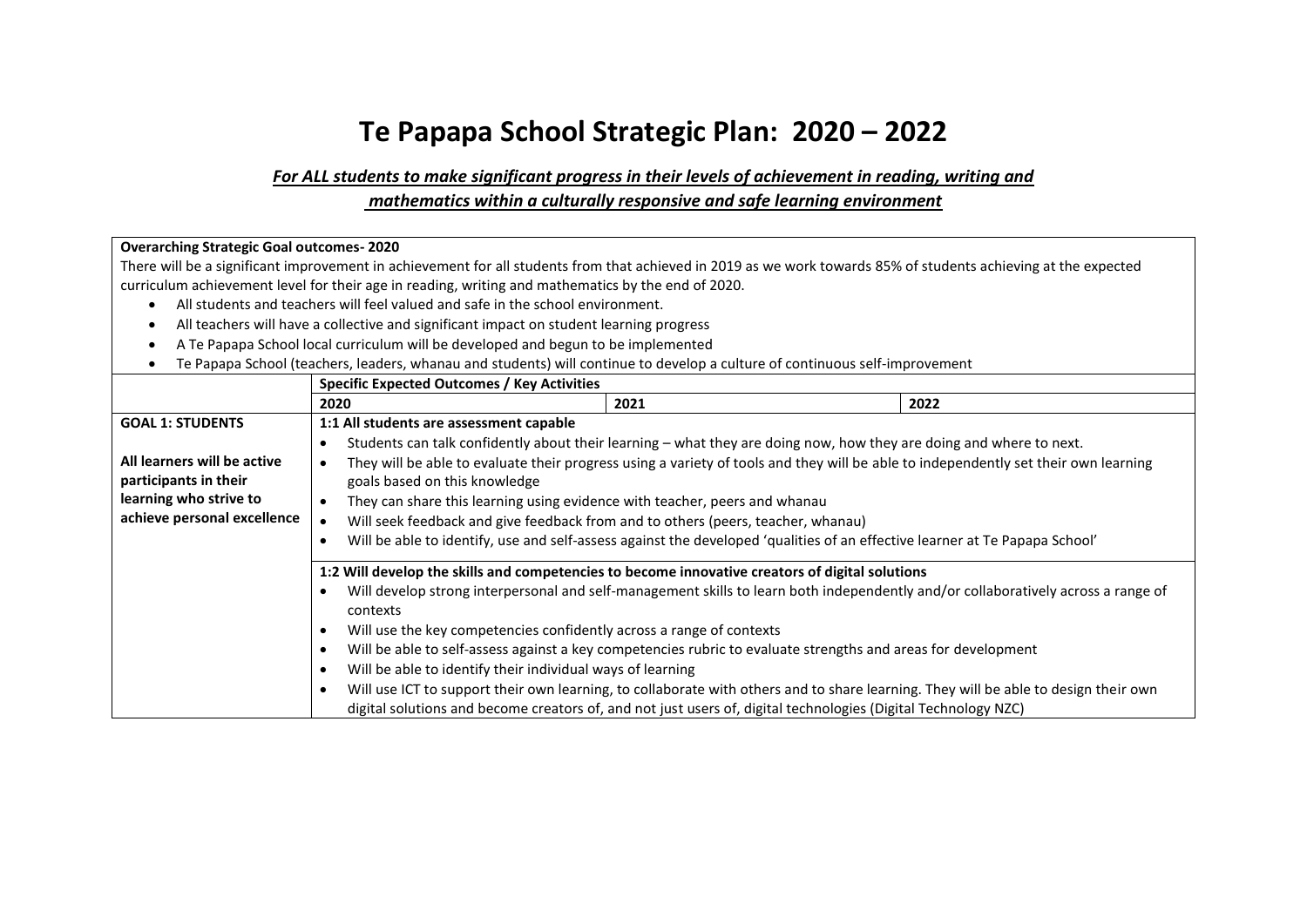# Te Papapa School Strategic Plan: 2020 – 2022

***For ALL students to make significant progress in their levels of achievement in reading, writing and mathematics within a culturally responsive and safe learning environment***

**Overarching Strategic Goal outcomes- 2020**

There will be a significant improvement in achievement for all students from that achieved in 2019 as we work towards 85% of students achieving at the expected curriculum achievement level for their age in reading, writing and mathematics by the end of 2020.

- All students and teachers will feel valued and safe in the school environment.
- All teachers will have a collective and significant impact on student learning progress
- A Te Papapa School local curriculum will be developed and begun to be implemented
- Te Papapa School (teachers, leaders, whanau and students) will continue to develop a culture of continuous self-improvement

| | **Specific Expected Outcomes / Key Activities** | | |
|---|---|---|---|
| | **2020** | **2021** | **2022** |
| **GOAL 1: STUDENTS**<br><br>**All learners will be active participants in their learning who strive to achieve personal excellence** | **1:1 All students are assessment capable**<br>• Students can talk confidently about their learning – what they are doing now, how they are doing and where to next.<br>• They will be able to evaluate their progress using a variety of tools and they will be able to independently set their own learning goals based on this knowledge<br>• They can share this learning using evidence with teacher, peers and whanau<br>• Will seek feedback and give feedback from and to others (peers, teacher, whanau)<br>• Will be able to identify, use and self-assess against the developed 'qualities of an effective learner at Te Papapa School' | | |
| | **1:2 Will develop the skills and competencies to become innovative creators of digital solutions**<br>• Will develop strong interpersonal and self-management skills to learn both independently and/or collaboratively across a range of contexts<br>• Will use the key competencies confidently across a range of contexts<br>• Will be able to self-assess against a key competencies rubric to evaluate strengths and areas for development<br>• Will be able to identify their individual ways of learning<br>• Will use ICT to support their own learning, to collaborate with others and to share learning. They will be able to design their own digital solutions and become creators of, and not just users of, digital technologies (Digital Technology NZC) | | |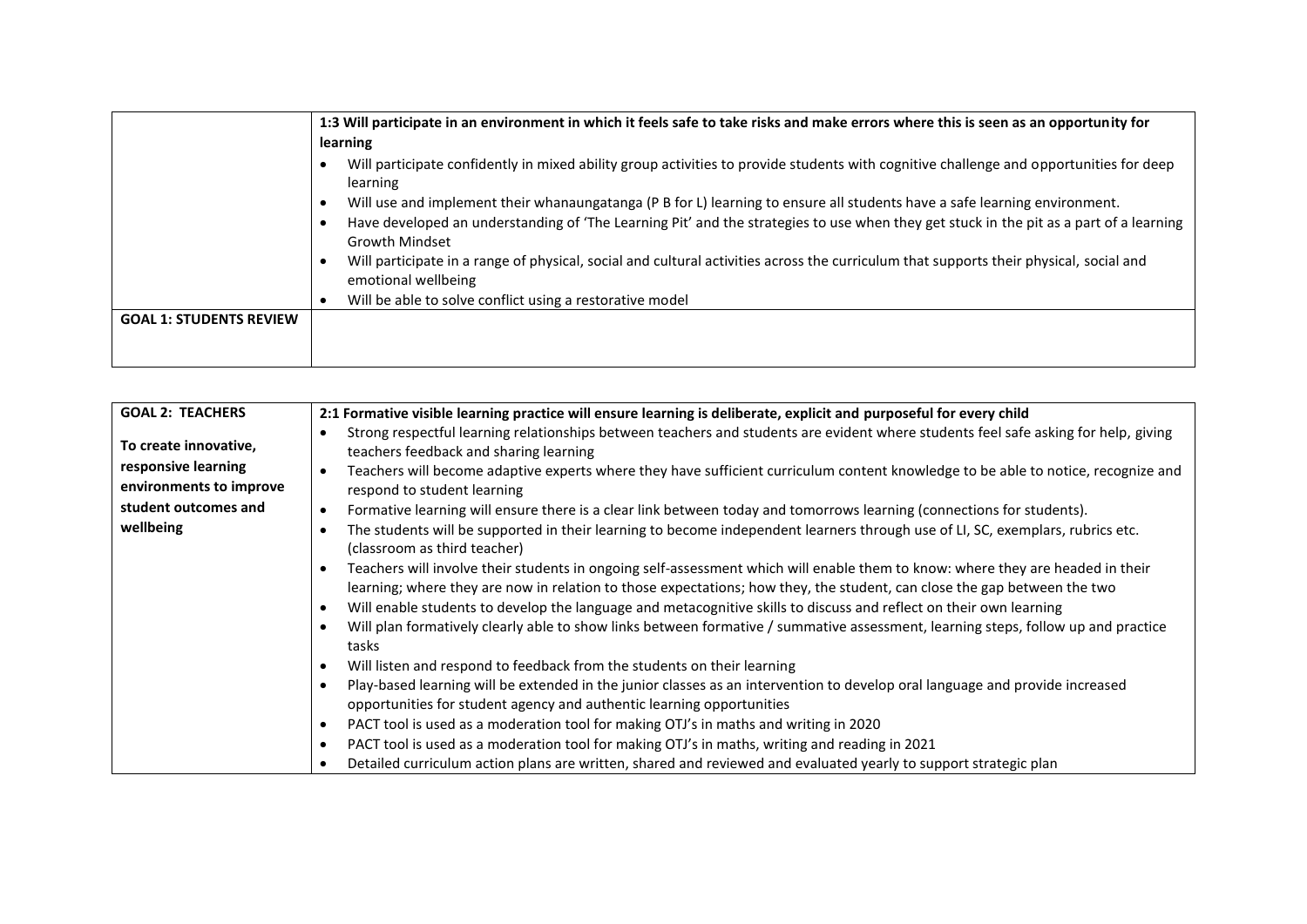| | |
|---|---|
| | **1:3 Will participate in an environment in which it feels safe to take risks and make errors where this is seen as an opportunity for learning**<br>• Will participate confidently in mixed ability group activities to provide students with cognitive challenge and opportunities for deep learning<br>• Will use and implement their whanaungatanga (P B for L) learning to ensure all students have a safe learning environment.<br>• Have developed an understanding of 'The Learning Pit' and the strategies to use when they get stuck in the pit as a part of a learning Growth Mindset<br>• Will participate in a range of physical, social and cultural activities across the curriculum that supports their physical, social and emotional wellbeing<br>• Will be able to solve conflict using a restorative model |
| **GOAL 1: STUDENTS REVIEW** | |

| | |
|---|---|
| **GOAL 2: TEACHERS**<br><br>**To create innovative, responsive learning environments to improve student outcomes and wellbeing** | **2:1 Formative visible learning practice will ensure learning is deliberate, explicit and purposeful for every child**<br>• Strong respectful learning relationships between teachers and students are evident where students feel safe asking for help, giving teachers feedback and sharing learning<br>• Teachers will become adaptive experts where they have sufficient curriculum content knowledge to be able to notice, recognize and respond to student learning<br>• Formative learning will ensure there is a clear link between today and tomorrows learning (connections for students).<br>• The students will be supported in their learning to become independent learners through use of LI, SC, exemplars, rubrics etc. (classroom as third teacher)<br>• Teachers will involve their students in ongoing self-assessment which will enable them to know: where they are headed in their learning; where they are now in relation to those expectations; how they, the student, can close the gap between the two<br>• Will enable students to develop the language and metacognitive skills to discuss and reflect on their own learning<br>• Will plan formatively clearly able to show links between formative / summative assessment, learning steps, follow up and practice tasks<br>• Will listen and respond to feedback from the students on their learning<br>• Play-based learning will be extended in the junior classes as an intervention to develop oral language and provide increased opportunities for student agency and authentic learning opportunities<br>• PACT tool is used as a moderation tool for making OTJ's in maths and writing in 2020<br>• PACT tool is used as a moderation tool for making OTJ's in maths, writing and reading in 2021<br>• Detailed curriculum action plans are written, shared and reviewed and evaluated yearly to support strategic plan |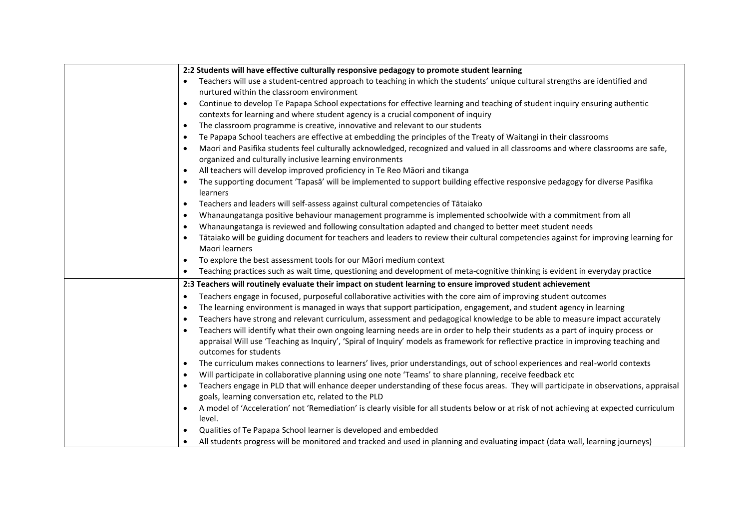| | |
|---|---|
| | **2:2 Students will have effective culturally responsive pedagogy to promote student learning**<br>• Teachers will use a student-centred approach to teaching in which the students' unique cultural strengths are identified and nurtured within the classroom environment<br>• Continue to develop Te Papapa School expectations for effective learning and teaching of student inquiry ensuring authentic contexts for learning and where student agency is a crucial component of inquiry<br>• The classroom programme is creative, innovative and relevant to our students<br>• Te Papapa School teachers are effective at embedding the principles of the Treaty of Waitangi in their classrooms<br>• Maori and Pasifika students feel culturally acknowledged, recognized and valued in all classrooms and where classrooms are safe, organized and culturally inclusive learning environments<br>• All teachers will develop improved proficiency in Te Reo Māori and tikanga<br>• The supporting document 'Tapasā' will be implemented to support building effective responsive pedagogy for diverse Pasifika learners<br>• Teachers and leaders will self-assess against cultural competencies of Tātaiako<br>• Whanaungatanga positive behaviour management programme is implemented schoolwide with a commitment from all<br>• Whanaungatanga is reviewed and following consultation adapted and changed to better meet student needs<br>• Tātaiako will be guiding document for teachers and leaders to review their cultural competencies against for improving learning for Maori learners<br>• To explore the best assessment tools for our Māori medium context<br>• Teaching practices such as wait time, questioning and development of meta-cognitive thinking is evident in everyday practice |
| | **2:3 Teachers will routinely evaluate their impact on student learning to ensure improved student achievement**<br>• Teachers engage in focused, purposeful collaborative activities with the core aim of improving student outcomes<br>• The learning environment is managed in ways that support participation, engagement, and student agency in learning<br>• Teachers have strong and relevant curriculum, assessment and pedagogical knowledge to be able to measure impact accurately<br>• Teachers will identify what their own ongoing learning needs are in order to help their students as a part of inquiry process or appraisal Will use 'Teaching as Inquiry', 'Spiral of Inquiry' models as framework for reflective practice in improving teaching and outcomes for students<br>• The curriculum makes connections to learners' lives, prior understandings, out of school experiences and real-world contexts<br>• Will participate in collaborative planning using one note 'Teams' to share planning, receive feedback etc<br>• Teachers engage in PLD that will enhance deeper understanding of these focus areas. They will participate in observations, appraisal goals, learning conversation etc, related to the PLD<br>• A model of 'Acceleration' not 'Remediation' is clearly visible for all students below or at risk of not achieving at expected curriculum level.<br>• Qualities of Te Papapa School learner is developed and embedded<br>• All students progress will be monitored and tracked and used in planning and evaluating impact (data wall, learning journeys) |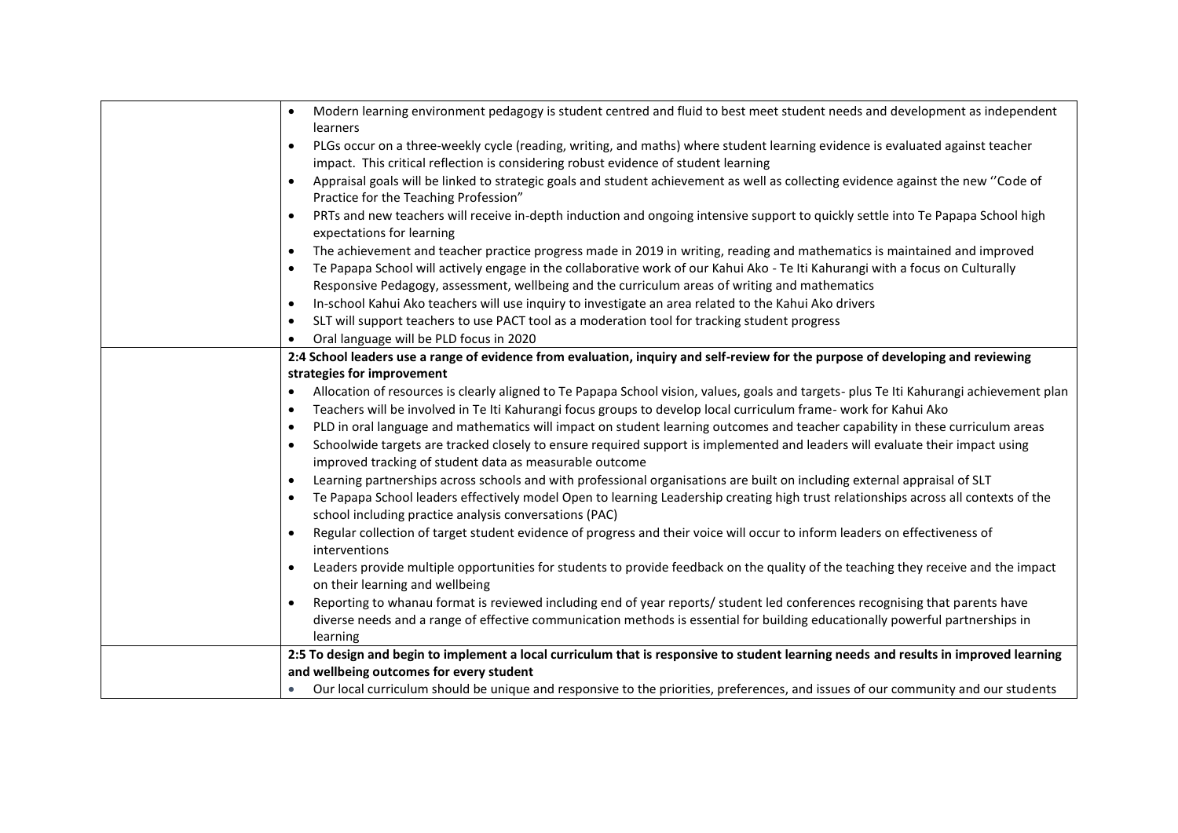| | |
|---|---|
| | • Modern learning environment pedagogy is student centred and fluid to best meet student needs and development as independent learners<br>• PLGs occur on a three-weekly cycle (reading, writing, and maths) where student learning evidence is evaluated against teacher impact. This critical reflection is considering robust evidence of student learning<br>• Appraisal goals will be linked to strategic goals and student achievement as well as collecting evidence against the new ''Code of Practice for the Teaching Profession"<br>• PRTs and new teachers will receive in-depth induction and ongoing intensive support to quickly settle into Te Papapa School high expectations for learning<br>• The achievement and teacher practice progress made in 2019 in writing, reading and mathematics is maintained and improved<br>• Te Papapa School will actively engage in the collaborative work of our Kahui Ako - Te Iti Kahurangi with a focus on Culturally Responsive Pedagogy, assessment, wellbeing and the curriculum areas of writing and mathematics<br>• In-school Kahui Ako teachers will use inquiry to investigate an area related to the Kahui Ako drivers<br>• SLT will support teachers to use PACT tool as a moderation tool for tracking student progress<br>• Oral language will be PLD focus in 2020 |
| | **2:4 School leaders use a range of evidence from evaluation, inquiry and self-review for the purpose of developing and reviewing strategies for improvement**<br>• Allocation of resources is clearly aligned to Te Papapa School vision, values, goals and targets- plus Te Iti Kahurangi achievement plan<br>• Teachers will be involved in Te Iti Kahurangi focus groups to develop local curriculum frame- work for Kahui Ako<br>• PLD in oral language and mathematics will impact on student learning outcomes and teacher capability in these curriculum areas<br>• Schoolwide targets are tracked closely to ensure required support is implemented and leaders will evaluate their impact using improved tracking of student data as measurable outcome<br>• Learning partnerships across schools and with professional organisations are built on including external appraisal of SLT<br>• Te Papapa School leaders effectively model Open to learning Leadership creating high trust relationships across all contexts of the school including practice analysis conversations (PAC)<br>• Regular collection of target student evidence of progress and their voice will occur to inform leaders on effectiveness of interventions<br>• Leaders provide multiple opportunities for students to provide feedback on the quality of the teaching they receive and the impact on their learning and wellbeing<br>• Reporting to whanau format is reviewed including end of year reports/ student led conferences recognising that parents have diverse needs and a range of effective communication methods is essential for building educationally powerful partnerships in learning |
| | **2:5 To design and begin to implement a local curriculum that is responsive to student learning needs and results in improved learning and wellbeing outcomes for every student**<br>• Our local curriculum should be unique and responsive to the priorities, preferences, and issues of our community and our students |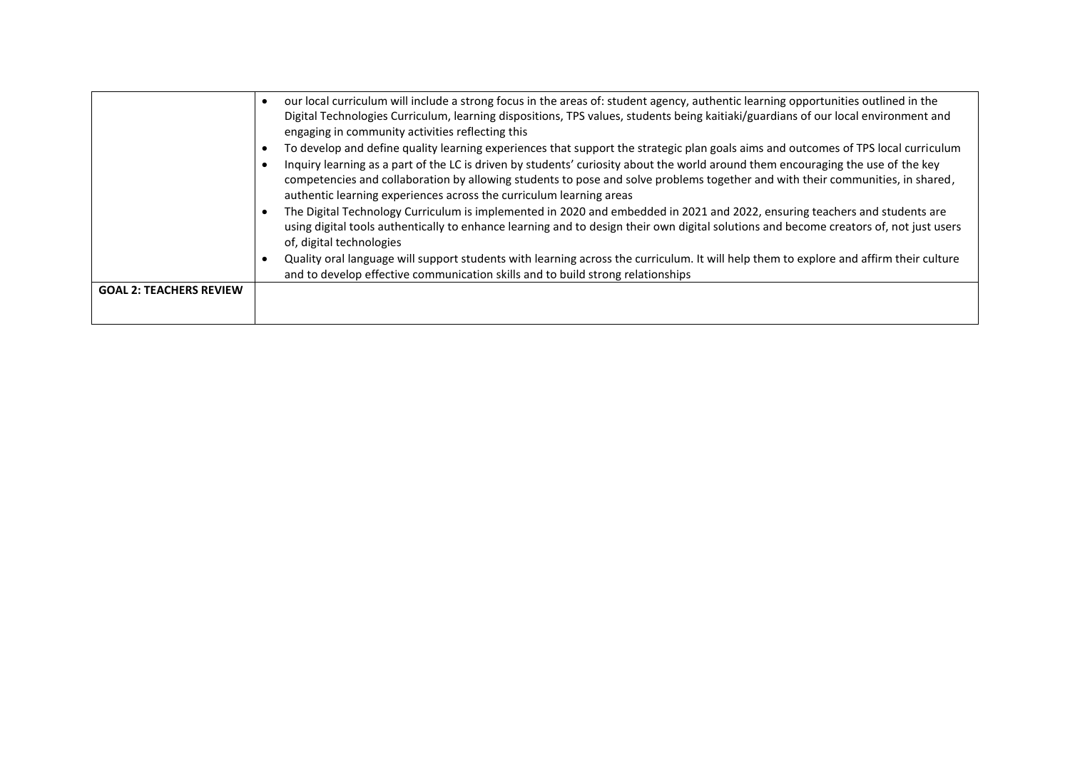| | |
|---|---|
| | • our local curriculum will include a strong focus in the areas of: student agency, authentic learning opportunities outlined in the Digital Technologies Curriculum, learning dispositions, TPS values, students being kaitiaki/guardians of our local environment and engaging in community activities reflecting this<br>• To develop and define quality learning experiences that support the strategic plan goals aims and outcomes of TPS local curriculum<br>• Inquiry learning as a part of the LC is driven by students' curiosity about the world around them encouraging the use of the key competencies and collaboration by allowing students to pose and solve problems together and with their communities, in shared, authentic learning experiences across the curriculum learning areas<br>• The Digital Technology Curriculum is implemented in 2020 and embedded in 2021 and 2022, ensuring teachers and students are using digital tools authentically to enhance learning and to design their own digital solutions and become creators of, not just users of, digital technologies<br>• Quality oral language will support students with learning across the curriculum. It will help them to explore and affirm their culture and to develop effective communication skills and to build strong relationships |
| **GOAL 2: TEACHERS REVIEW** | |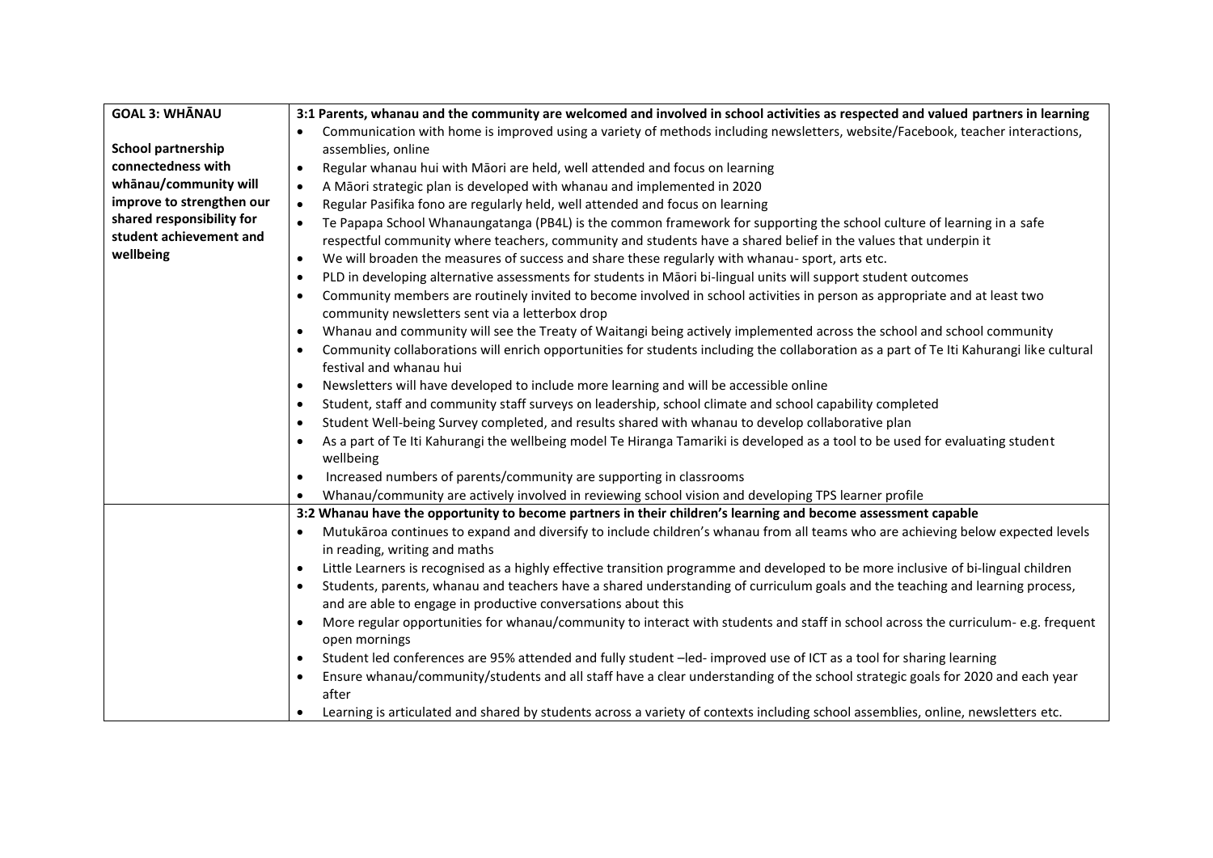| GOAL 3: WHĀNAU<br><br>**School partnership connectedness with whānau/community will improve to strengthen our shared responsibility for student achievement and wellbeing** | **3:1 Parents, whanau and the community are welcomed and involved in school activities as respected and valued partners in learning**<br>• Communication with home is improved using a variety of methods including newsletters, website/Facebook, teacher interactions, assemblies, online<br>• Regular whanau hui with Māori are held, well attended and focus on learning<br>• A Māori strategic plan is developed with whanau and implemented in 2020<br>• Regular Pasifika fono are regularly held, well attended and focus on learning<br>• Te Papapa School Whanaungatanga (PB4L) is the common framework for supporting the school culture of learning in a safe respectful community where teachers, community and students have a shared belief in the values that underpin it<br>• We will broaden the measures of success and share these regularly with whanau- sport, arts etc.<br>• PLD in developing alternative assessments for students in Māori bi-lingual units will support student outcomes<br>• Community members are routinely invited to become involved in school activities in person as appropriate and at least two community newsletters sent via a letterbox drop<br>• Whanau and community will see the Treaty of Waitangi being actively implemented across the school and school community<br>• Community collaborations will enrich opportunities for students including the collaboration as a part of Te Iti Kahurangi like cultural festival and whanau hui<br>• Newsletters will have developed to include more learning and will be accessible online<br>• Student, staff and community staff surveys on leadership, school climate and school capability completed<br>• Student Well-being Survey completed, and results shared with whanau to develop collaborative plan<br>• As a part of Te Iti Kahurangi the wellbeing model Te Hiranga Tamariki is developed as a tool to be used for evaluating student wellbeing<br>• Increased numbers of parents/community are supporting in classrooms<br>• Whanau/community are actively involved in reviewing school vision and developing TPS learner profile |
|---|---|
| | **3:2 Whanau have the opportunity to become partners in their children's learning and become assessment capable**<br>• Mutukāroa continues to expand and diversify to include children's whanau from all teams who are achieving below expected levels in reading, writing and maths<br>• Little Learners is recognised as a highly effective transition programme and developed to be more inclusive of bi-lingual children<br>• Students, parents, whanau and teachers have a shared understanding of curriculum goals and the teaching and learning process, and are able to engage in productive conversations about this<br>• More regular opportunities for whanau/community to interact with students and staff in school across the curriculum- e.g. frequent open mornings<br>• Student led conferences are 95% attended and fully student –led- improved use of ICT as a tool for sharing learning<br>• Ensure whanau/community/students and all staff have a clear understanding of the school strategic goals for 2020 and each year after<br>• Learning is articulated and shared by students across a variety of contexts including school assemblies, online, newsletters etc. |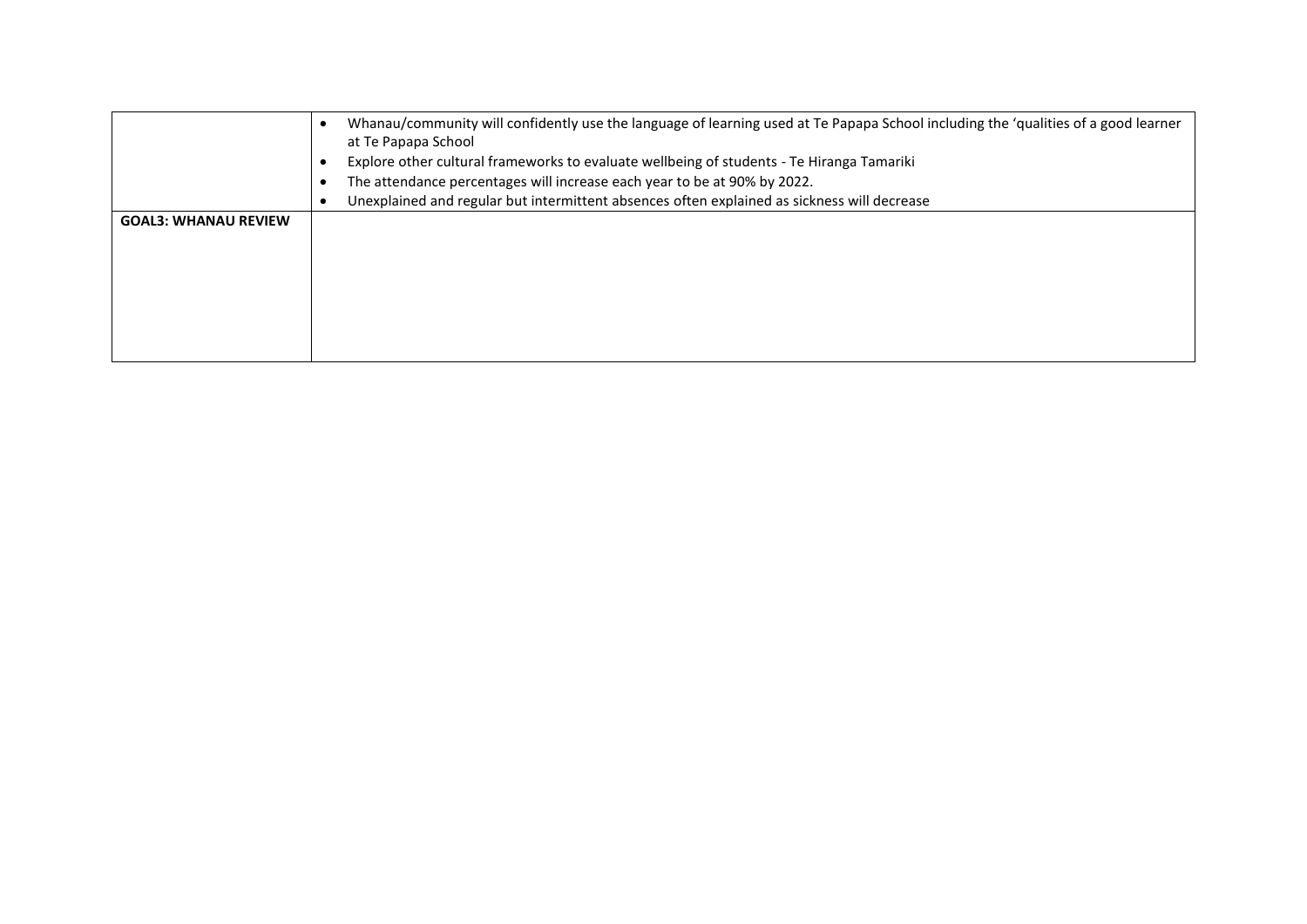| | |
|---|---|
| | • Whanau/community will confidently use the language of learning used at Te Papapa School including the 'qualities of a good learner at Te Papapa School<br>• Explore other cultural frameworks to evaluate wellbeing of students - Te Hiranga Tamariki<br>• The attendance percentages will increase each year to be at 90% by 2022.<br>• Unexplained and regular but intermittent absences often explained as sickness will decrease |
| **GOAL3: WHANAU REVIEW** | |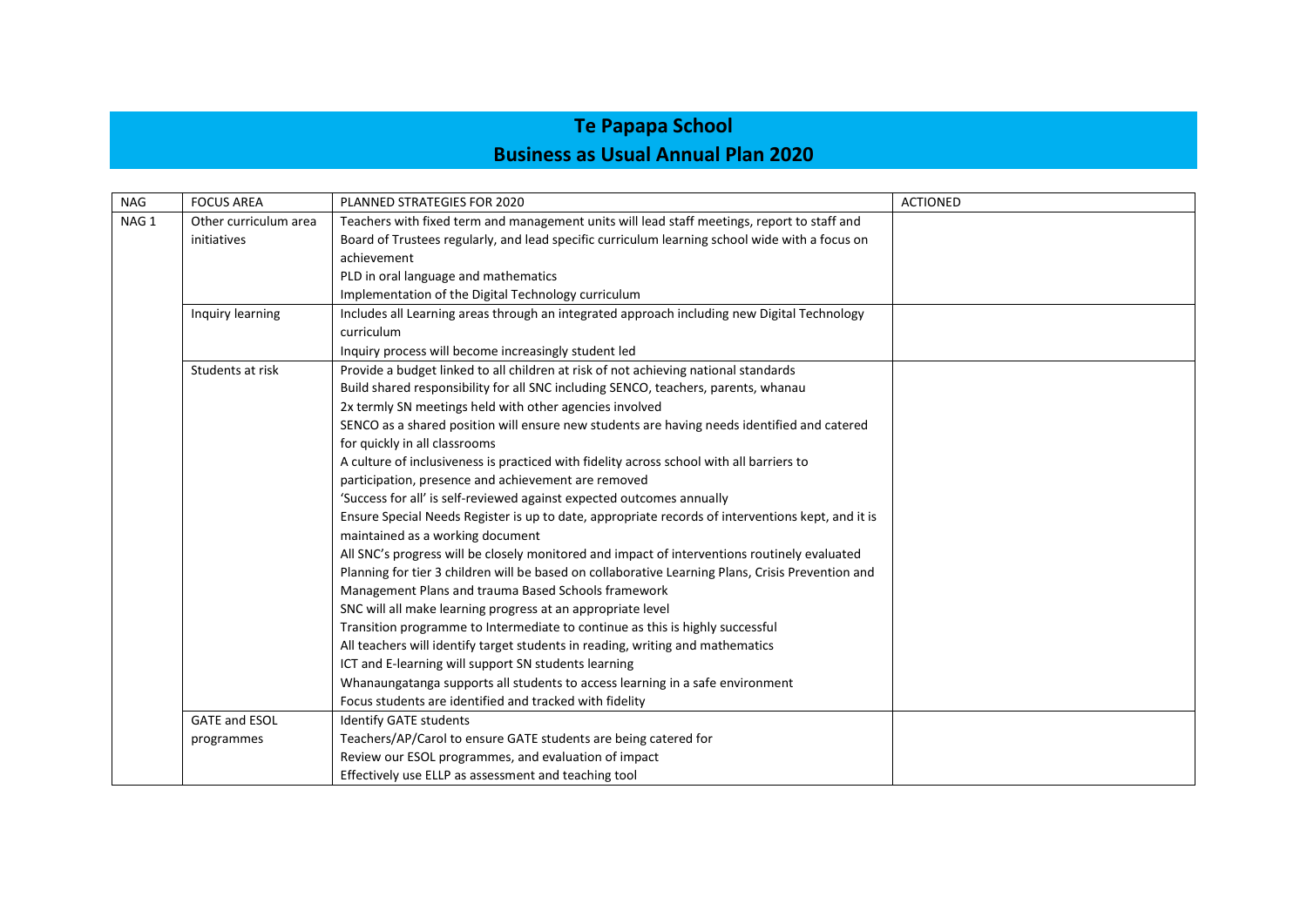# Te Papapa School

## Business as Usual Annual Plan 2020

| NAG | FOCUS AREA | PLANNED STRATEGIES FOR 2020 | ACTIONED |
|---|---|---|---|
| NAG 1 | Other curriculum area initiatives | Teachers with fixed term and management units will lead staff meetings, report to staff and Board of Trustees regularly, and lead specific curriculum learning school wide with a focus on achievement<br>PLD in oral language and mathematics<br>Implementation of the Digital Technology curriculum | |
| | Inquiry learning | Includes all Learning areas through an integrated approach including new Digital Technology curriculum<br>Inquiry process will become increasingly student led | |
| | Students at risk | Provide a budget linked to all children at risk of not achieving national standards<br>Build shared responsibility for all SNC including SENCO, teachers, parents, whanau<br>2x termly SN meetings held with other agencies involved<br>SENCO as a shared position will ensure new students are having needs identified and catered for quickly in all classrooms<br>A culture of inclusiveness is practiced with fidelity across school with all barriers to participation, presence and achievement are removed<br>'Success for all' is self-reviewed against expected outcomes annually<br>Ensure Special Needs Register is up to date, appropriate records of interventions kept, and it is maintained as a working document<br>All SNC's progress will be closely monitored and impact of interventions routinely evaluated<br>Planning for tier 3 children will be based on collaborative Learning Plans, Crisis Prevention and Management Plans and trauma Based Schools framework<br>SNC will all make learning progress at an appropriate level<br>Transition programme to Intermediate to continue as this is highly successful<br>All teachers will identify target students in reading, writing and mathematics<br>ICT and E-learning will support SN students learning<br>Whanaungatanga supports all students to access learning in a safe environment<br>Focus students are identified and tracked with fidelity | |
| | GATE and ESOL programmes | Identify GATE students<br>Teachers/AP/Carol to ensure GATE students are being catered for<br>Review our ESOL programmes, and evaluation of impact<br>Effectively use ELLP as assessment and teaching tool | |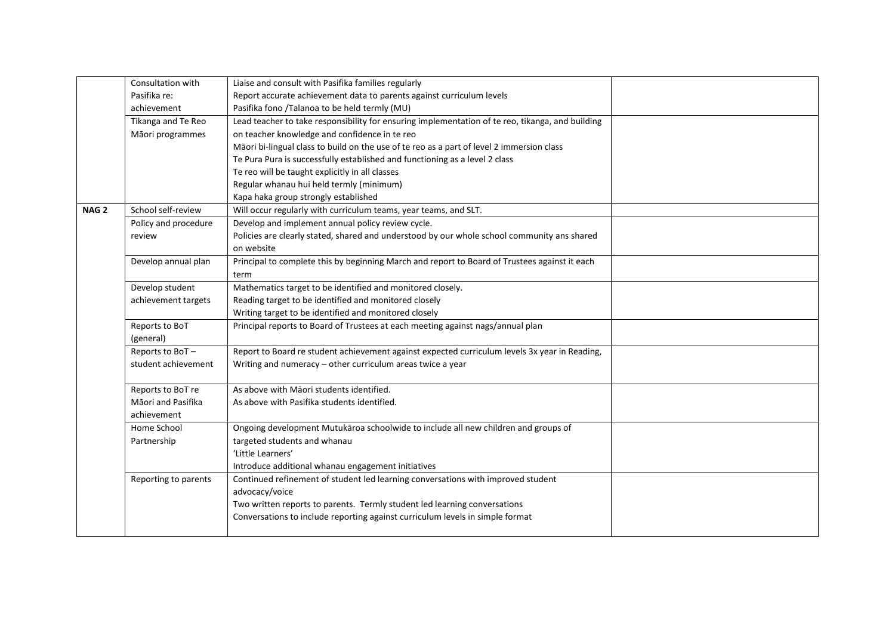| | | | |
|---|---|---|---|
| | Consultation with Pasifika re: achievement | Liaise and consult with Pasifika families regularly<br>Report accurate achievement data to parents against curriculum levels<br>Pasifika fono /Talanoa to be held termly (MU) | |
| | Tikanga and Te Reo Māori programmes | Lead teacher to take responsibility for ensuring implementation of te reo, tikanga, and building on teacher knowledge and confidence in te reo<br>Māori bi-lingual class to build on the use of te reo as a part of level 2 immersion class<br>Te Pura Pura is successfully established and functioning as a level 2 class<br>Te reo will be taught explicitly in all classes<br>Regular whanau hui held termly (minimum)<br>Kapa haka group strongly established | |
| **NAG 2** | School self-review | Will occur regularly with curriculum teams, year teams, and SLT. | |
| | Policy and procedure review | Develop and implement annual policy review cycle.<br>Policies are clearly stated, shared and understood by our whole school community ans shared on website | |
| | Develop annual plan | Principal to complete this by beginning March and report to Board of Trustees against it each term | |
| | Develop student achievement targets | Mathematics target to be identified and monitored closely.<br>Reading target to be identified and monitored closely<br>Writing target to be identified and monitored closely | |
| | Reports to BoT (general) | Principal reports to Board of Trustees at each meeting against nags/annual plan | |
| | Reports to BoT – student achievement | Report to Board re student achievement against expected curriculum levels 3x year in Reading, Writing and numeracy – other curriculum areas twice a year | |
| | Reports to BoT re Māori and Pasifika achievement | As above with Māori students identified.<br>As above with Pasifika students identified. | |
| | Home School Partnership | Ongoing development Mutukāroa schoolwide to include all new children and groups of targeted students and whanau<br>'Little Learners'<br>Introduce additional whanau engagement initiatives | |
| | Reporting to parents | Continued refinement of student led learning conversations with improved student advocacy/voice<br>Two written reports to parents. Termly student led learning conversations<br>Conversations to include reporting against curriculum levels in simple format | |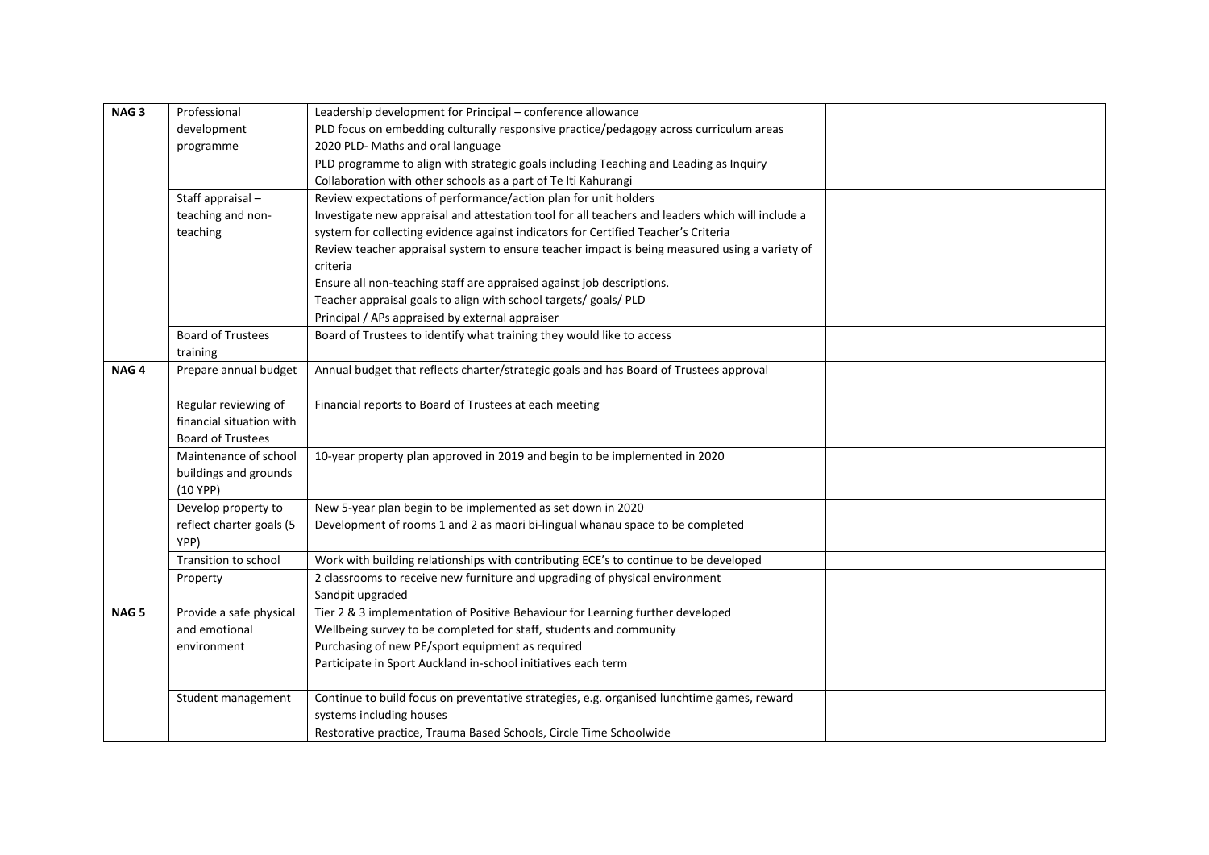| **NAG 3** | Professional development programme | Leadership development for Principal – conference allowance<br>PLD focus on embedding culturally responsive practice/pedagogy across curriculum areas<br>2020 PLD- Maths and oral language<br>PLD programme to align with strategic goals including Teaching and Leading as Inquiry<br>Collaboration with other schools as a part of Te Iti Kahurangi | |
|---|---|---|---|
| | Staff appraisal – teaching and non-teaching | Review expectations of performance/action plan for unit holders<br>Investigate new appraisal and attestation tool for all teachers and leaders which will include a system for collecting evidence against indicators for Certified Teacher's Criteria<br>Review teacher appraisal system to ensure teacher impact is being measured using a variety of criteria<br>Ensure all non-teaching staff are appraised against job descriptions.<br>Teacher appraisal goals to align with school targets/ goals/ PLD<br>Principal / APs appraised by external appraiser | |
| | Board of Trustees training | Board of Trustees to identify what training they would like to access | |
| **NAG 4** | Prepare annual budget | Annual budget that reflects charter/strategic goals and has Board of Trustees approval | |
| | Regular reviewing of financial situation with Board of Trustees | Financial reports to Board of Trustees at each meeting | |
| | Maintenance of school buildings and grounds (10 YPP) | 10-year property plan approved in 2019 and begin to be implemented in 2020 | |
| | Develop property to reflect charter goals (5 YPP) | New 5-year plan begin to be implemented as set down in 2020<br>Development of rooms 1 and 2 as maori bi-lingual whanau space to be completed | |
| | Transition to school | Work with building relationships with contributing ECE's to continue to be developed | |
| | Property | 2 classrooms to receive new furniture and upgrading of physical environment<br>Sandpit upgraded | |
| **NAG 5** | Provide a safe physical and emotional environment | Tier 2 & 3 implementation of Positive Behaviour for Learning further developed<br>Wellbeing survey to be completed for staff, students and community<br>Purchasing of new PE/sport equipment as required<br>Participate in Sport Auckland in-school initiatives each term | |
| | Student management | Continue to build focus on preventative strategies, e.g. organised lunchtime games, reward systems including houses<br>Restorative practice, Trauma Based Schools, Circle Time Schoolwide | |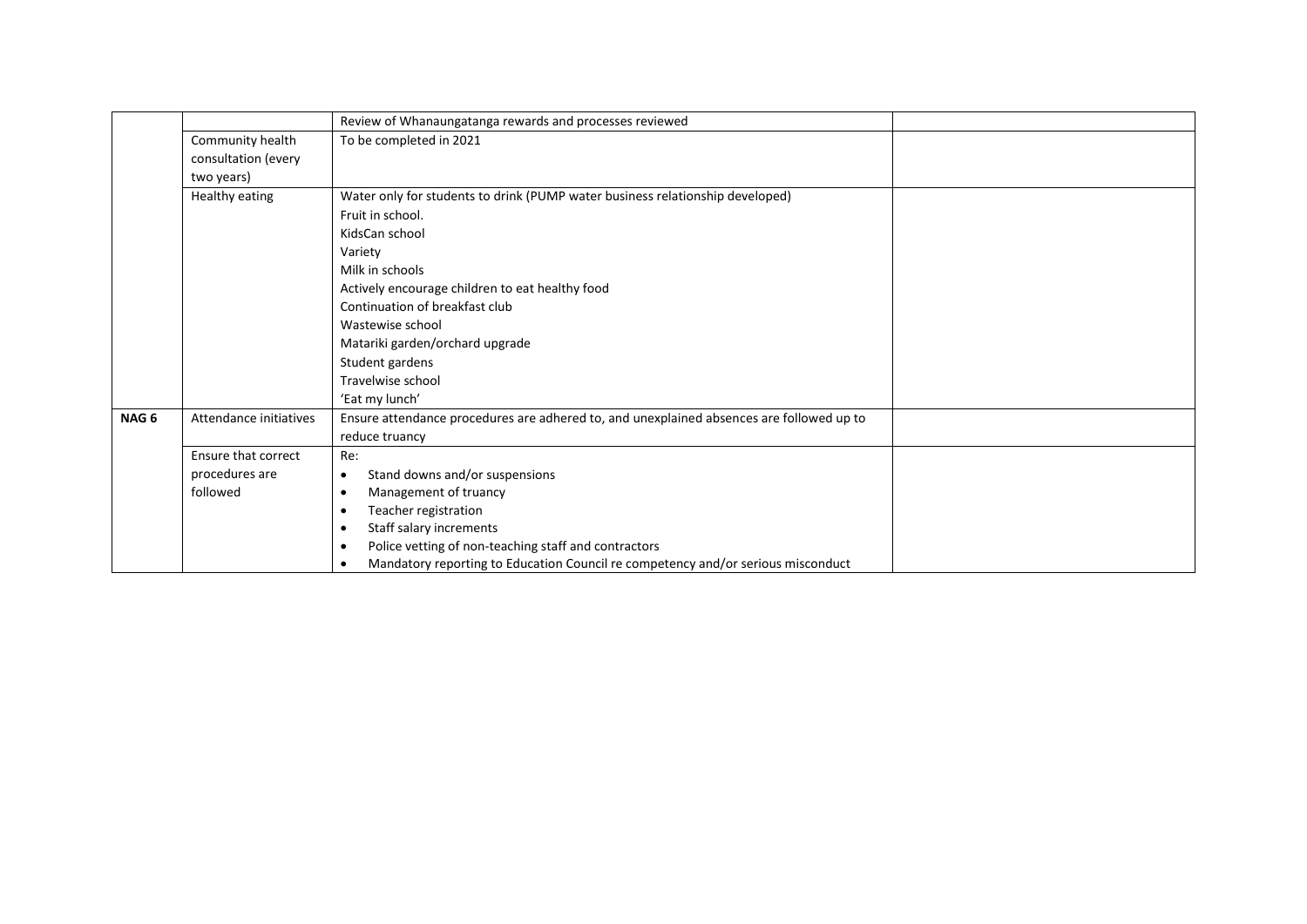| | | | |
|---|---|---|---|
| | | Review of Whanaungatanga rewards and processes reviewed | |
| | Community health consultation (every two years) | To be completed in 2021 | |
| | Healthy eating | Water only for students to drink (PUMP water business relationship developed)<br>Fruit in school.<br>KidsCan school<br>Variety<br>Milk in schools<br>Actively encourage children to eat healthy food<br>Continuation of breakfast club<br>Wastewise school<br>Matariki garden/orchard upgrade<br>Student gardens<br>Travelwise school<br>'Eat my lunch' | |
| **NAG 6** | Attendance initiatives | Ensure attendance procedures are adhered to, and unexplained absences are followed up to reduce truancy | |
| | Ensure that correct procedures are followed | Re:<br>• Stand downs and/or suspensions<br>• Management of truancy<br>• Teacher registration<br>• Staff salary increments<br>• Police vetting of non-teaching staff and contractors<br>• Mandatory reporting to Education Council re competency and/or serious misconduct | |